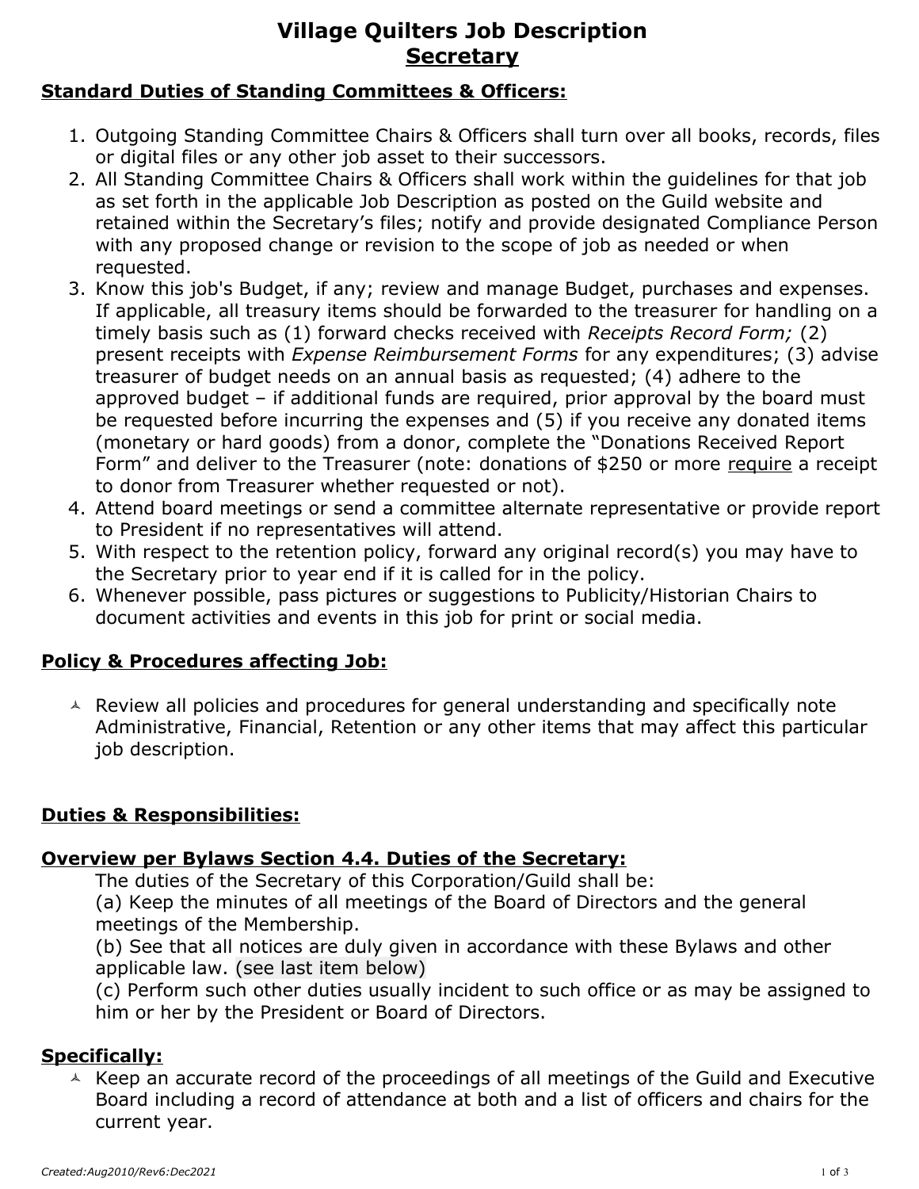# Village Quilters Job Description
## Secretary

**Standard Duties of Standing Committees & Officers:**

1. Outgoing Standing Committee Chairs & Officers shall turn over all books, records, files or digital files or any other job asset to their successors.
2. All Standing Committee Chairs & Officers shall work within the guidelines for that job as set forth in the applicable Job Description as posted on the Guild website and retained within the Secretary's files; notify and provide designated Compliance Person with any proposed change or revision to the scope of job as needed or when requested.
3. Know this job's Budget, if any; review and manage Budget, purchases and expenses. If applicable, all treasury items should be forwarded to the treasurer for handling on a timely basis such as (1) forward checks received with *Receipts Record Form;* (2) present receipts with *Expense Reimbursement Forms* for any expenditures; (3) advise treasurer of budget needs on an annual basis as requested; (4) adhere to the approved budget – if additional funds are required, prior approval by the board must be requested before incurring the expenses and (5) if you receive any donated items (monetary or hard goods) from a donor, complete the "Donations Received Report Form" and deliver to the Treasurer (note: donations of $250 or more require a receipt to donor from Treasurer whether requested or not).
4. Attend board meetings or send a committee alternate representative or provide report to President if no representatives will attend.
5. With respect to the retention policy, forward any original record(s) you may have to the Secretary prior to year end if it is called for in the policy.
6. Whenever possible, pass pictures or suggestions to Publicity/Historian Chairs to document activities and events in this job for print or social media.

**Policy & Procedures affecting Job:**

- Review all policies and procedures for general understanding and specifically note Administrative, Financial, Retention or any other items that may affect this particular job description.

**Duties & Responsibilities:**

**Overview per Bylaws Section 4.4. Duties of the Secretary:**

The duties of the Secretary of this Corporation/Guild shall be:

(a) Keep the minutes of all meetings of the Board of Directors and the general meetings of the Membership.

(b) See that all notices are duly given in accordance with these Bylaws and other applicable law. (see last item below)

(c) Perform such other duties usually incident to such office or as may be assigned to him or her by the President or Board of Directors.

**Specifically:**

- Keep an accurate record of the proceedings of all meetings of the Guild and Executive Board including a record of attendance at both and a list of officers and chairs for the current year.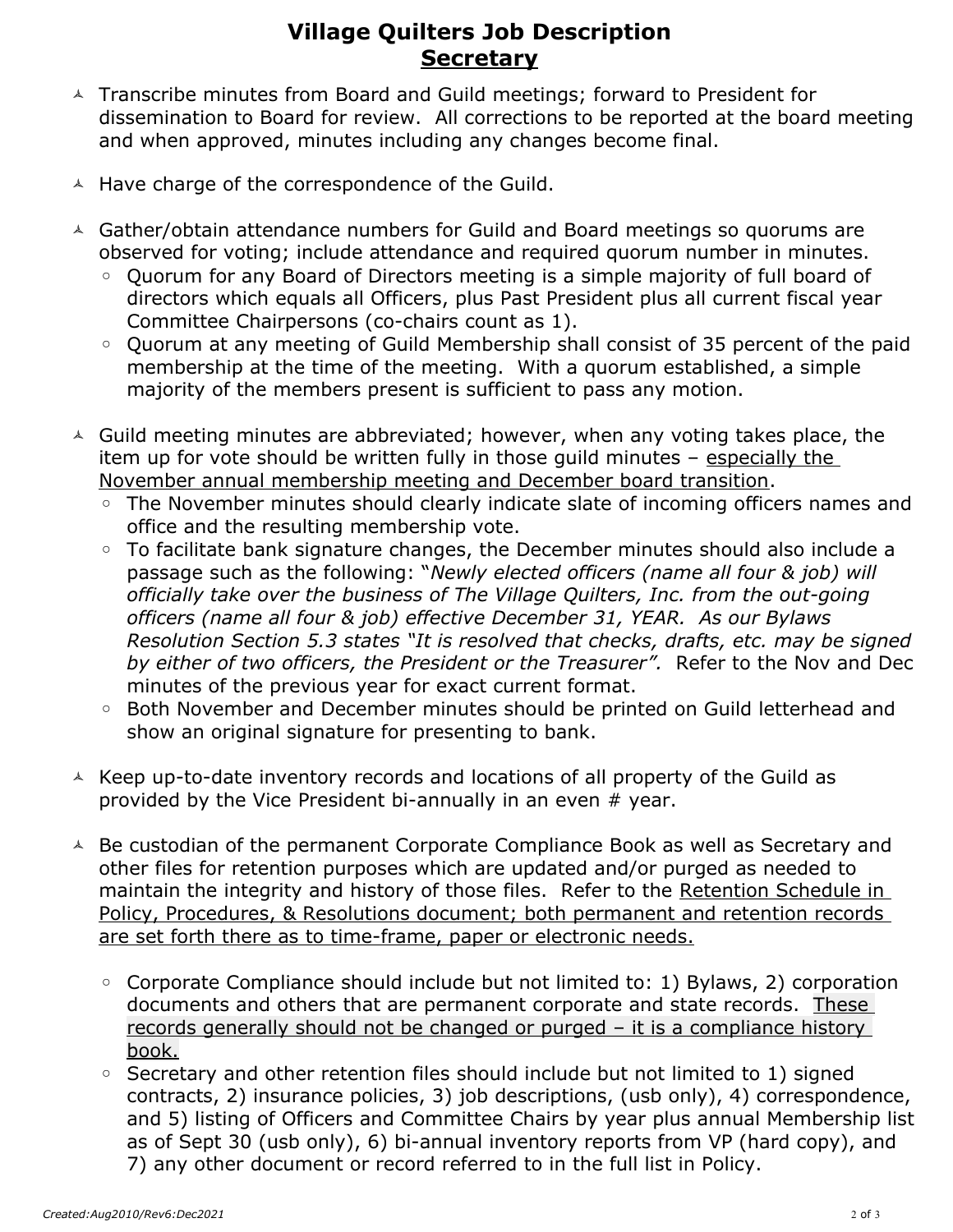# Village Quilters Job Description
## Secretary

- Transcribe minutes from Board and Guild meetings; forward to President for dissemination to Board for review. All corrections to be reported at the board meeting and when approved, minutes including any changes become final.

- Have charge of the correspondence of the Guild.

- Gather/obtain attendance numbers for Guild and Board meetings so quorums are observed for voting; include attendance and required quorum number in minutes.
  - Quorum for any Board of Directors meeting is a simple majority of full board of directors which equals all Officers, plus Past President plus all current fiscal year Committee Chairpersons (co-chairs count as 1).
  - Quorum at any meeting of Guild Membership shall consist of 35 percent of the paid membership at the time of the meeting. With a quorum established, a simple majority of the members present is sufficient to pass any motion.

- Guild meeting minutes are abbreviated; however, when any voting takes place, the item up for vote should be written fully in those guild minutes – <u>especially the November annual membership meeting and December board transition</u>.
  - The November minutes should clearly indicate slate of incoming officers names and office and the resulting membership vote.
  - To facilitate bank signature changes, the December minutes should also include a passage such as the following: "*Newly elected officers (name all four & job) will officially take over the business of The Village Quilters, Inc. from the out-going officers (name all four & job) effective December 31, YEAR. As our Bylaws Resolution Section 5.3 states "It is resolved that checks, drafts, etc. may be signed by either of two officers, the President or the Treasurer".* Refer to the Nov and Dec minutes of the previous year for exact current format.
  - Both November and December minutes should be printed on Guild letterhead and show an original signature for presenting to bank.

- Keep up-to-date inventory records and locations of all property of the Guild as provided by the Vice President bi-annually in an even # year.

- Be custodian of the permanent Corporate Compliance Book as well as Secretary and other files for retention purposes which are updated and/or purged as needed to maintain the integrity and history of those files. Refer to the <u>Retention Schedule in Policy, Procedures, & Resolutions document; both permanent and retention records are set forth there as to time-frame, paper or electronic needs.</u>

  - Corporate Compliance should include but not limited to: 1) Bylaws, 2) corporation documents and others that are permanent corporate and state records. <u>These records generally should not be changed or purged – it is a compliance history book.</u>
  - Secretary and other retention files should include but not limited to 1) signed contracts, 2) insurance policies, 3) job descriptions, (usb only), 4) correspondence, and 5) listing of Officers and Committee Chairs by year plus annual Membership list as of Sept 30 (usb only), 6) bi-annual inventory reports from VP (hard copy), and 7) any other document or record referred to in the full list in Policy.

*Created:Aug2010/Rev6:Dec2021*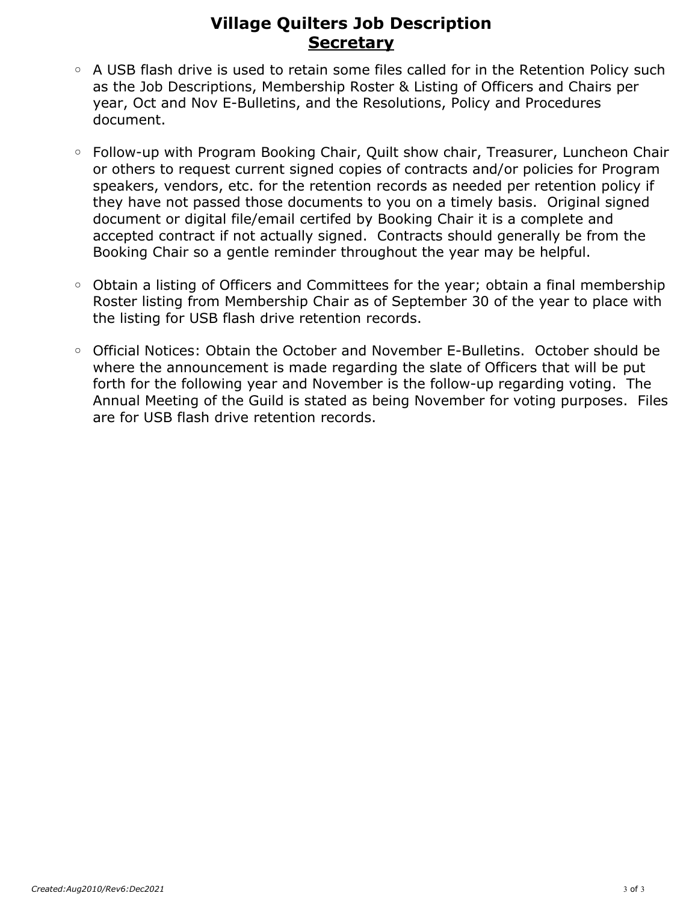# Village Quilters Job Description

## **Secretary**

- A USB flash drive is used to retain some files called for in the Retention Policy such as the Job Descriptions, Membership Roster & Listing of Officers and Chairs per year, Oct and Nov E-Bulletins, and the Resolutions, Policy and Procedures document.

- Follow-up with Program Booking Chair, Quilt show chair, Treasurer, Luncheon Chair or others to request current signed copies of contracts and/or policies for Program speakers, vendors, etc. for the retention records as needed per retention policy if they have not passed those documents to you on a timely basis. Original signed document or digital file/email certifed by Booking Chair it is a complete and accepted contract if not actually signed. Contracts should generally be from the Booking Chair so a gentle reminder throughout the year may be helpful.

- Obtain a listing of Officers and Committees for the year; obtain a final membership Roster listing from Membership Chair as of September 30 of the year to place with the listing for USB flash drive retention records.

- Official Notices: Obtain the October and November E-Bulletins. October should be where the announcement is made regarding the slate of Officers that will be put forth for the following year and November is the follow-up regarding voting. The Annual Meeting of the Guild is stated as being November for voting purposes. Files are for USB flash drive retention records.

*Created:Aug2010/Rev6:Dec2021*